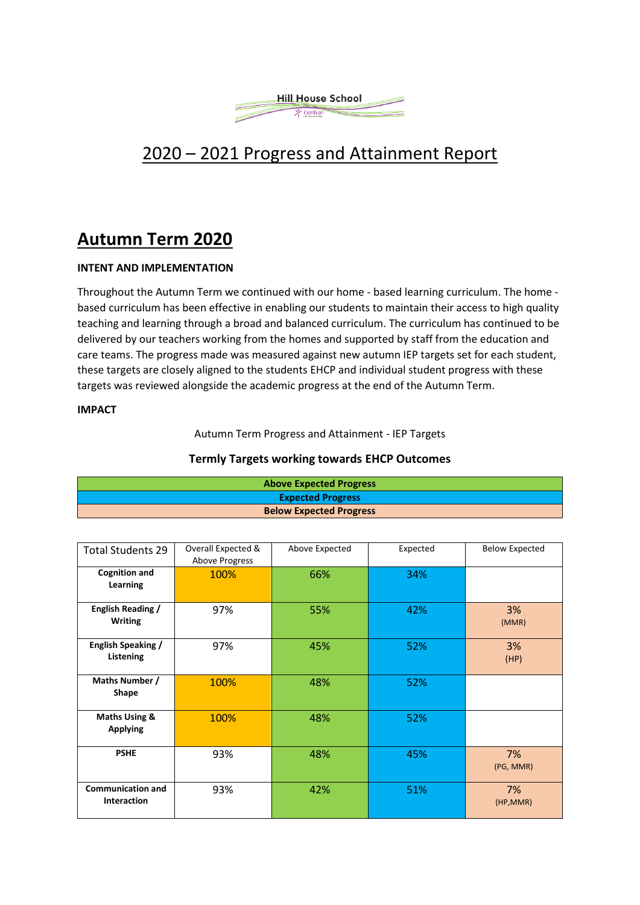Hill House School

Cambian

# 2020 – 2021 Progress and Attainment Report

## Autumn Term 2020

**INTENT AND IMPLEMENTATION**

Throughout the Autumn Term we continued with our home - based learning curriculum. The home - based curriculum has been effective in enabling our students to maintain their access to high quality teaching and learning through a broad and balanced curriculum. The curriculum has continued to be delivered by our teachers working from the homes and supported by staff from the education and care teams. The progress made was measured against new autumn IEP targets set for each student, these targets are closely aligned to the students EHCP and individual student progress with these targets was reviewed alongside the academic progress at the end of the Autumn Term.

**IMPACT**

Autumn Term Progress and Attainment - IEP Targets

**Termly Targets working towards EHCP Outcomes**

| **Above Expected Progress** |
|---|
| **Expected Progress** |
| **Below Expected Progress** |

| Total Students 29 | Overall Expected & Above Progress | Above Expected | Expected | Below Expected |
|---|---|---|---|---|
| **Cognition and Learning** | 100% | 66% | 34% | |
| **English Reading / Writing** | 97% | 55% | 42% | 3% (MMR) |
| **English Speaking / Listening** | 97% | 45% | 52% | 3% (HP) |
| **Maths Number / Shape** | 100% | 48% | 52% | |
| **Maths Using & Applying** | 100% | 48% | 52% | |
| **PSHE** | 93% | 48% | 45% | 7% (PG, MMR) |
| **Communication and Interaction** | 93% | 42% | 51% | 7% (HP,MMR) |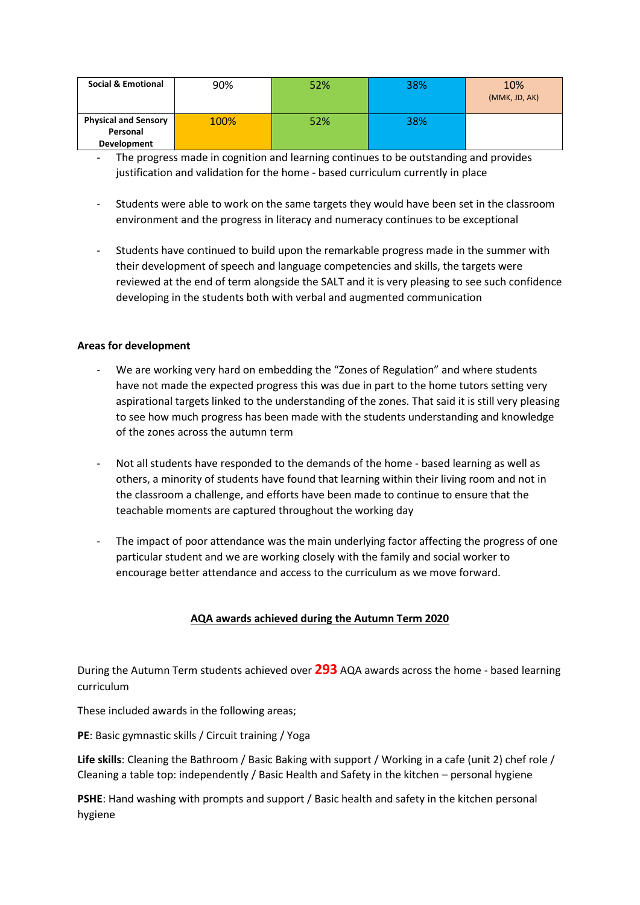| Social & Emotional | 90% | 52% | 38% | 10% (MMK, JD, AK) |
|---|---|---|---|---|
| Physical and Sensory Personal Development | 100% | 52% | 38% | |

- The progress made in cognition and learning continues to be outstanding and provides justification and validation for the home - based curriculum currently in place

- Students were able to work on the same targets they would have been set in the classroom environment and the progress in literacy and numeracy continues to be exceptional

- Students have continued to build upon the remarkable progress made in the summer with their development of speech and language competencies and skills, the targets were reviewed at the end of term alongside the SALT and it is very pleasing to see such confidence developing in the students both with verbal and augmented communication

**Areas for development**

- We are working very hard on embedding the "Zones of Regulation" and where students have not made the expected progress this was due in part to the home tutors setting very aspirational targets linked to the understanding of the zones. That said it is still very pleasing to see how much progress has been made with the students understanding and knowledge of the zones across the autumn term

- Not all students have responded to the demands of the home - based learning as well as others, a minority of students have found that learning within their living room and not in the classroom a challenge, and efforts have been made to continue to ensure that the teachable moments are captured throughout the working day

- The impact of poor attendance was the main underlying factor affecting the progress of one particular student and we are working closely with the family and social worker to encourage better attendance and access to the curriculum as we move forward.

## AQA awards achieved during the Autumn Term 2020

During the Autumn Term students achieved over **293** AQA awards across the home - based learning curriculum

These included awards in the following areas;

**PE**: Basic gymnastic skills / Circuit training / Yoga

**Life skills**: Cleaning the Bathroom / Basic Baking with support / Working in a cafe (unit 2) chef role / Cleaning a table top: independently / Basic Health and Safety in the kitchen – personal hygiene

**PSHE**: Hand washing with prompts and support / Basic health and safety in the kitchen personal hygiene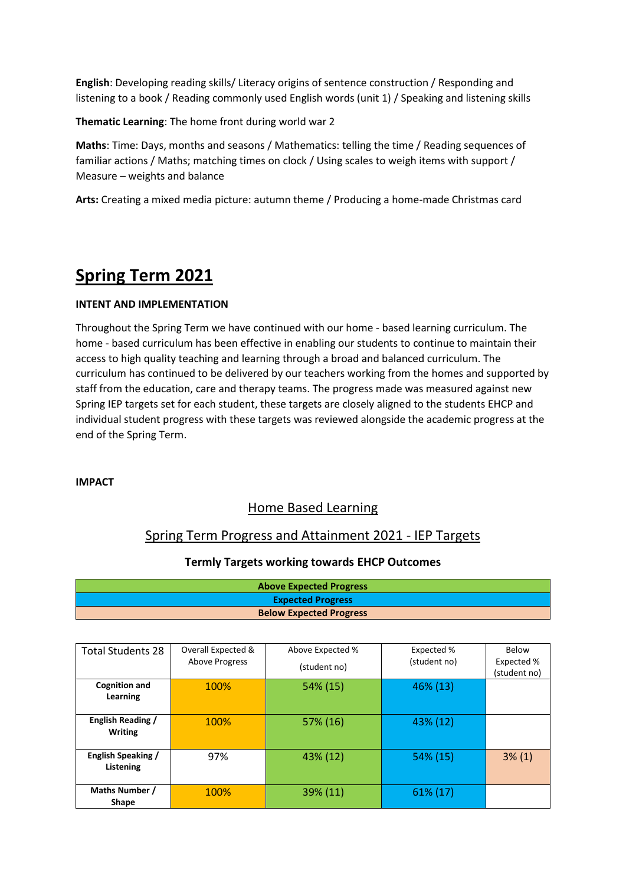**English**: Developing reading skills/ Literacy origins of sentence construction / Responding and listening to a book / Reading commonly used English words (unit 1) / Speaking and listening skills

**Thematic Learning**: The home front during world war 2

**Maths**: Time: Days, months and seasons / Mathematics: telling the time / Reading sequences of familiar actions / Maths; matching times on clock / Using scales to weigh items with support / Measure – weights and balance

**Arts:** Creating a mixed media picture: autumn theme / Producing a home-made Christmas card

# Spring Term 2021

**INTENT AND IMPLEMENTATION**

Throughout the Spring Term we have continued with our home - based learning curriculum. The home - based curriculum has been effective in enabling our students to continue to maintain their access to high quality teaching and learning through a broad and balanced curriculum. The curriculum has continued to be delivered by our teachers working from the homes and supported by staff from the education, care and therapy teams. The progress made was measured against new Spring IEP targets set for each student, these targets are closely aligned to the students EHCP and individual student progress with these targets was reviewed alongside the academic progress at the end of the Spring Term.

**IMPACT**

## Home Based Learning

## Spring Term Progress and Attainment 2021 - IEP Targets

### Termly Targets working towards EHCP Outcomes

| Key |
|---|
| **Above Expected Progress** |
| **Expected Progress** |
| **Below Expected Progress** |

| Total Students 28 | Overall Expected & Above Progress | Above Expected % (student no) | Expected % (student no) | Below Expected % (student no) |
|---|---|---|---|---|
| **Cognition and Learning** | 100% | 54% (15) | 46% (13) | |
| **English Reading / Writing** | 100% | 57% (16) | 43% (12) | |
| **English Speaking / Listening** | 97% | 43% (12) | 54% (15) | 3% (1) |
| **Maths Number / Shape** | 100% | 39% (11) | 61% (17) | |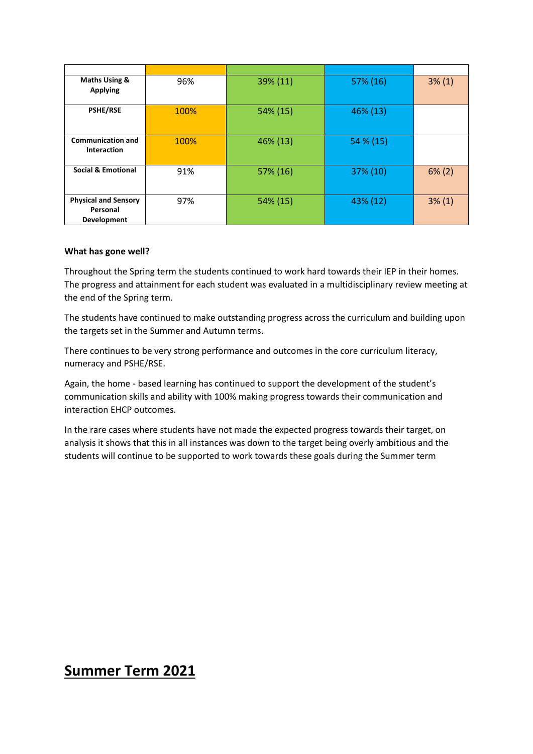| | | | | |
|---|---|---|---|---|
| **Maths Using & Applying** | 96% | 39% (11) | 57% (16) | 3% (1) |
| **PSHE/RSE** | 100% | 54% (15) | 46% (13) | |
| **Communication and Interaction** | 100% | 46% (13) | 54 % (15) | |
| **Social & Emotional** | 91% | 57% (16) | 37% (10) | 6% (2) |
| **Physical and Sensory Personal Development** | 97% | 54% (15) | 43% (12) | 3% (1) |

**What has gone well?**

Throughout the Spring term the students continued to work hard towards their IEP in their homes. The progress and attainment for each student was evaluated in a multidisciplinary review meeting at the end of the Spring term.

The students have continued to make outstanding progress across the curriculum and building upon the targets set in the Summer and Autumn terms.

There continues to be very strong performance and outcomes in the core curriculum literacy, numeracy and PSHE/RSE.

Again, the home - based learning has continued to support the development of the student's communication skills and ability with 100% making progress towards their communication and interaction EHCP outcomes.

In the rare cases where students have not made the expected progress towards their target, on analysis it shows that this in all instances was down to the target being overly ambitious and the students will continue to be supported to work towards these goals during the Summer term

# Summer Term 2021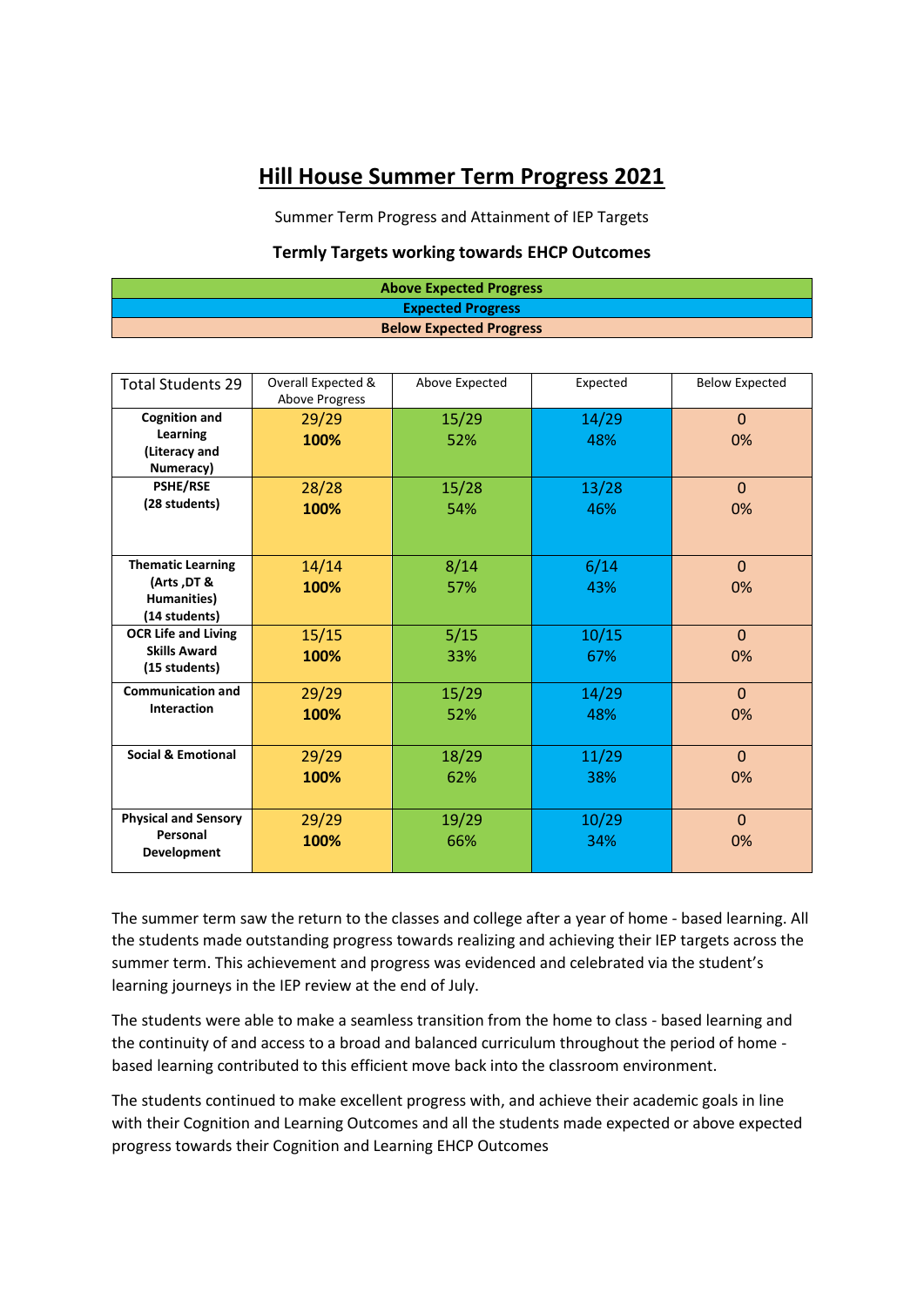# Hill House Summer Term Progress 2021

Summer Term Progress and Attainment of IEP Targets

**Termly Targets working towards EHCP Outcomes**

| **Above Expected Progress** |
|---|
| **Expected Progress** |
| **Below Expected Progress** |

| Total Students 29 | Overall Expected & Above Progress | Above Expected | Expected | Below Expected |
|---|---|---|---|---|
| **Cognition and Learning (Literacy and Numeracy)** | 29/29 **100%** | 15/29 52% | 14/29 48% | 0 0% |
| **PSHE/RSE (28 students)** | 28/28 **100%** | 15/28 54% | 13/28 46% | 0 0% |
| **Thematic Learning (Arts ,DT & Humanities) (14 students)** | 14/14 **100%** | 8/14 57% | 6/14 43% | 0 0% |
| **OCR Life and Living Skills Award (15 students)** | 15/15 **100%** | 5/15 33% | 10/15 67% | 0 0% |
| **Communication and Interaction** | 29/29 **100%** | 15/29 52% | 14/29 48% | 0 0% |
| **Social & Emotional** | 29/29 **100%** | 18/29 62% | 11/29 38% | 0 0% |
| **Physical and Sensory Personal Development** | 29/29 **100%** | 19/29 66% | 10/29 34% | 0 0% |

The summer term saw the return to the classes and college after a year of home - based learning. All the students made outstanding progress towards realizing and achieving their IEP targets across the summer term. This achievement and progress was evidenced and celebrated via the student's learning journeys in the IEP review at the end of July.

The students were able to make a seamless transition from the home to class - based learning and the continuity of and access to a broad and balanced curriculum throughout the period of home - based learning contributed to this efficient move back into the classroom environment.

The students continued to make excellent progress with, and achieve their academic goals in line with their Cognition and Learning Outcomes and all the students made expected or above expected progress towards their Cognition and Learning EHCP Outcomes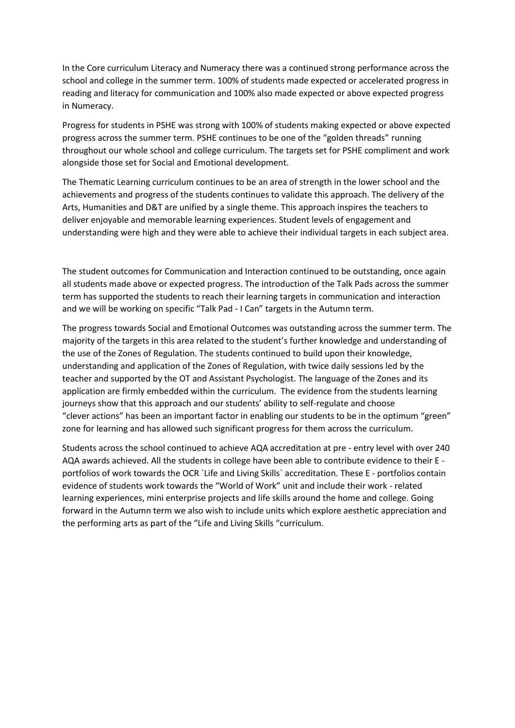In the Core curriculum Literacy and Numeracy there was a continued strong performance across the school and college in the summer term. 100% of students made expected or accelerated progress in reading and literacy for communication and 100% also made expected or above expected progress in Numeracy.

Progress for students in PSHE was strong with 100% of students making expected or above expected progress across the summer term. PSHE continues to be one of the "golden threads" running throughout our whole school and college curriculum. The targets set for PSHE compliment and work alongside those set for Social and Emotional development.

The Thematic Learning curriculum continues to be an area of strength in the lower school and the achievements and progress of the students continues to validate this approach. The delivery of the Arts, Humanities and D&T are unified by a single theme. This approach inspires the teachers to deliver enjoyable and memorable learning experiences. Student levels of engagement and understanding were high and they were able to achieve their individual targets in each subject area.

The student outcomes for Communication and Interaction continued to be outstanding, once again all students made above or expected progress. The introduction of the Talk Pads across the summer term has supported the students to reach their learning targets in communication and interaction and we will be working on specific "Talk Pad - I Can" targets in the Autumn term.

The progress towards Social and Emotional Outcomes was outstanding across the summer term. The majority of the targets in this area related to the student's further knowledge and understanding of the use of the Zones of Regulation. The students continued to build upon their knowledge, understanding and application of the Zones of Regulation, with twice daily sessions led by the teacher and supported by the OT and Assistant Psychologist. The language of the Zones and its application are firmly embedded within the curriculum. The evidence from the students learning journeys show that this approach and our students' ability to self-regulate and choose "clever actions" has been an important factor in enabling our students to be in the optimum "green" zone for learning and has allowed such significant progress for them across the curriculum.

Students across the school continued to achieve AQA accreditation at pre - entry level with over 240 AQA awards achieved. All the students in college have been able to contribute evidence to their E - portfolios of work towards the OCR `Life and Living Skills` accreditation. These E - portfolios contain evidence of students work towards the "World of Work" unit and include their work - related learning experiences, mini enterprise projects and life skills around the home and college. Going forward in the Autumn term we also wish to include units which explore aesthetic appreciation and the performing arts as part of the "Life and Living Skills "curriculum.